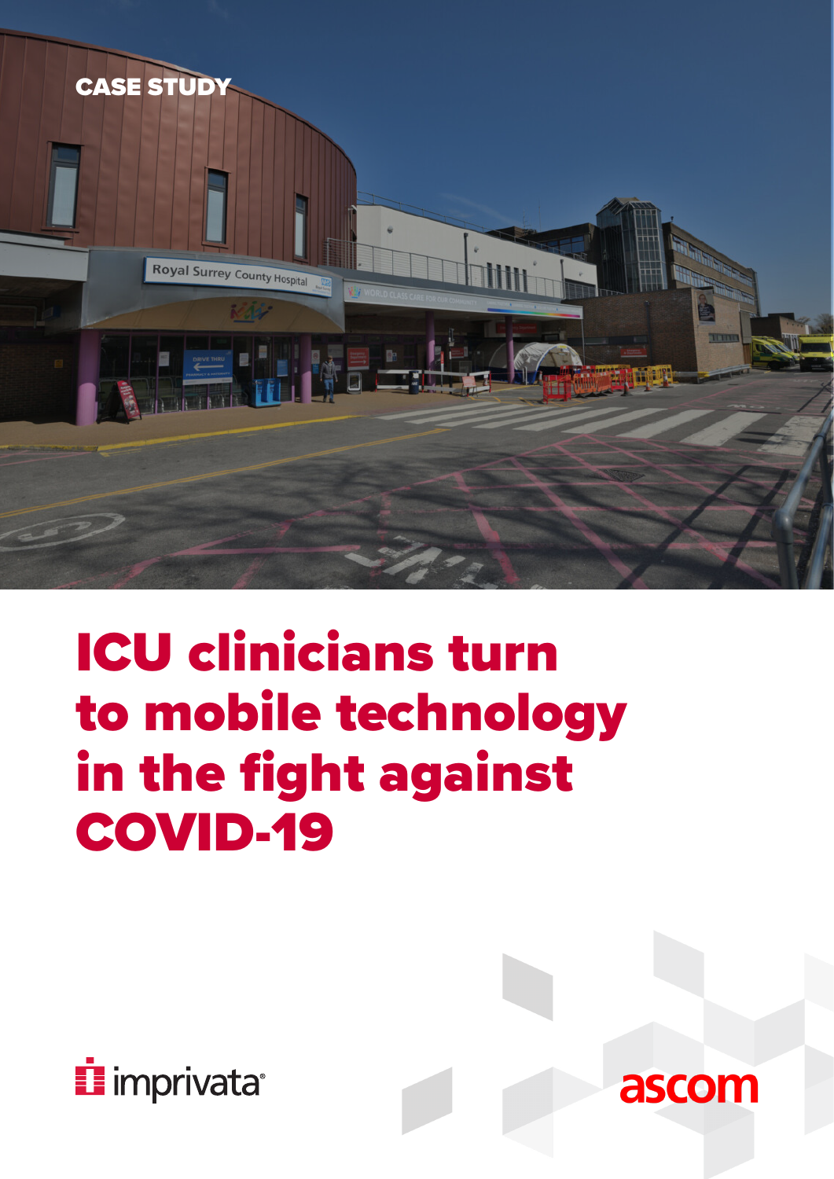CASE STUDY

# ICU clinicians turn to mobile technology in the fight against COVID-19

imprivata

ascom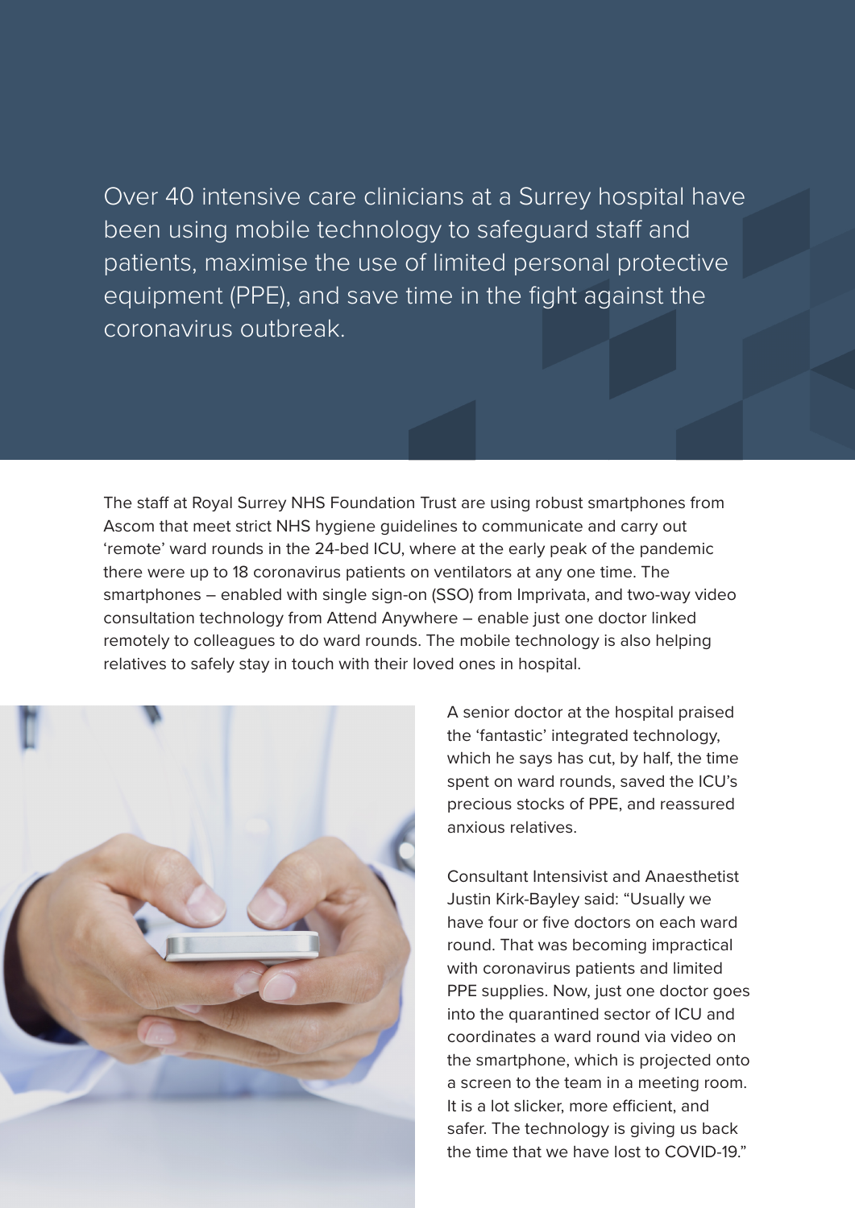Over 40 intensive care clinicians at a Surrey hospital have been using mobile technology to safeguard staff and patients, maximise the use of limited personal protective equipment (PPE), and save time in the fight against the coronavirus outbreak.

The staff at Royal Surrey NHS Foundation Trust are using robust smartphones from Ascom that meet strict NHS hygiene guidelines to communicate and carry out 'remote' ward rounds in the 24-bed ICU, where at the early peak of the pandemic there were up to 18 coronavirus patients on ventilators at any one time. The smartphones – enabled with single sign-on (SSO) from Imprivata, and two-way video consultation technology from Attend Anywhere – enable just one doctor linked remotely to colleagues to do ward rounds. The mobile technology is also helping relatives to safely stay in touch with their loved ones in hospital.

A senior doctor at the hospital praised the 'fantastic' integrated technology, which he says has cut, by half, the time spent on ward rounds, saved the ICU's precious stocks of PPE, and reassured anxious relatives.

Consultant Intensivist and Anaesthetist Justin Kirk-Bayley said: "Usually we have four or five doctors on each ward round. That was becoming impractical with coronavirus patients and limited PPE supplies. Now, just one doctor goes into the quarantined sector of ICU and coordinates a ward round via video on the smartphone, which is projected onto a screen to the team in a meeting room. It is a lot slicker, more efficient, and safer. The technology is giving us back the time that we have lost to COVID-19."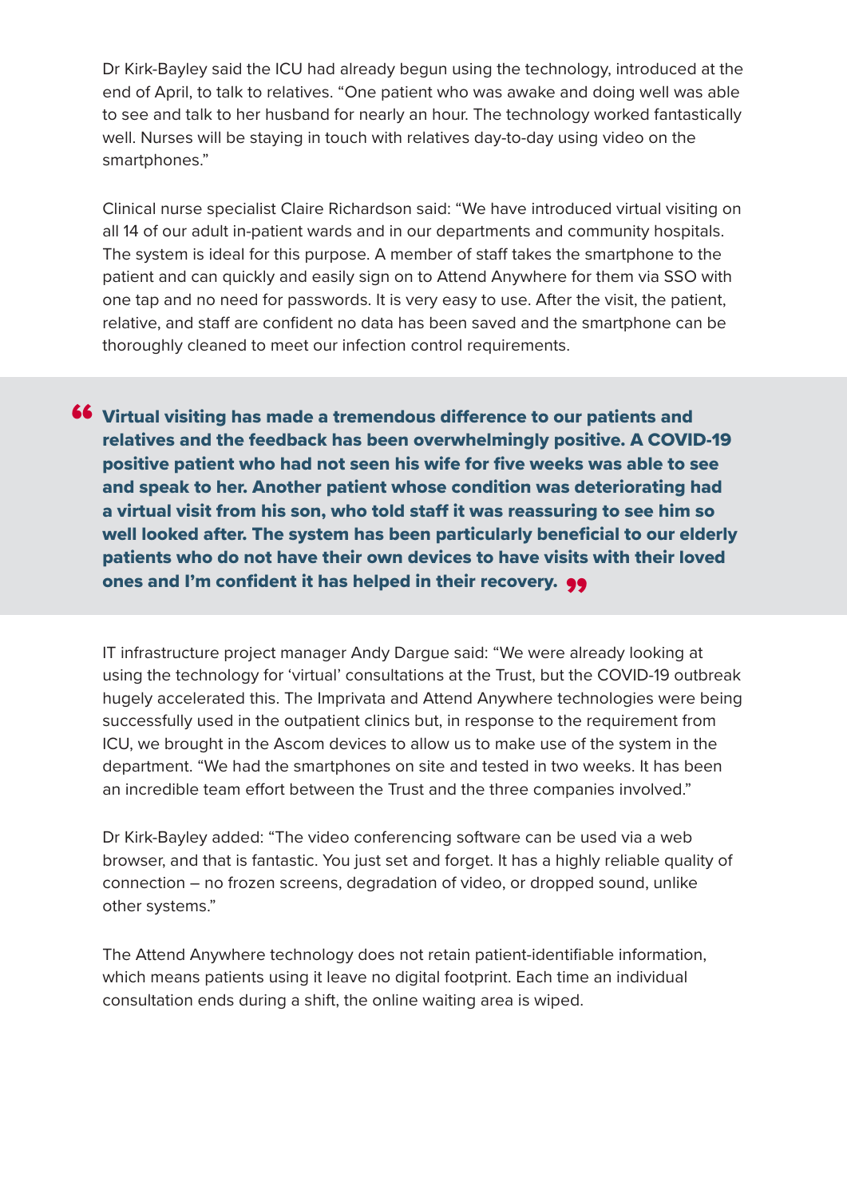Dr Kirk-Bayley said the ICU had already begun using the technology, introduced at the end of April, to talk to relatives. "One patient who was awake and doing well was able to see and talk to her husband for nearly an hour. The technology worked fantastically well. Nurses will be staying in touch with relatives day-to-day using video on the smartphones."

Clinical nurse specialist Claire Richardson said: "We have introduced virtual visiting on all 14 of our adult in-patient wards and in our departments and community hospitals. The system is ideal for this purpose. A member of staff takes the smartphone to the patient and can quickly and easily sign on to Attend Anywhere for them via SSO with one tap and no need for passwords. It is very easy to use. After the visit, the patient, relative, and staff are confident no data has been saved and the smartphone can be thoroughly cleaned to meet our infection control requirements.

> **"Virtual visiting has made a tremendous difference to our patients and relatives and the feedback has been overwhelmingly positive. A COVID-19 positive patient who had not seen his wife for five weeks was able to see and speak to her. Another patient whose condition was deteriorating had a virtual visit from his son, who told staff it was reassuring to see him so well looked after. The system has been particularly beneficial to our elderly patients who do not have their own devices to have visits with their loved ones and I'm confident it has helped in their recovery."**

IT infrastructure project manager Andy Dargue said: "We were already looking at using the technology for 'virtual' consultations at the Trust, but the COVID-19 outbreak hugely accelerated this. The Imprivata and Attend Anywhere technologies were being successfully used in the outpatient clinics but, in response to the requirement from ICU, we brought in the Ascom devices to allow us to make use of the system in the department. "We had the smartphones on site and tested in two weeks. It has been an incredible team effort between the Trust and the three companies involved."

Dr Kirk-Bayley added: "The video conferencing software can be used via a web browser, and that is fantastic. You just set and forget. It has a highly reliable quality of connection – no frozen screens, degradation of video, or dropped sound, unlike other systems."

The Attend Anywhere technology does not retain patient-identifiable information, which means patients using it leave no digital footprint. Each time an individual consultation ends during a shift, the online waiting area is wiped.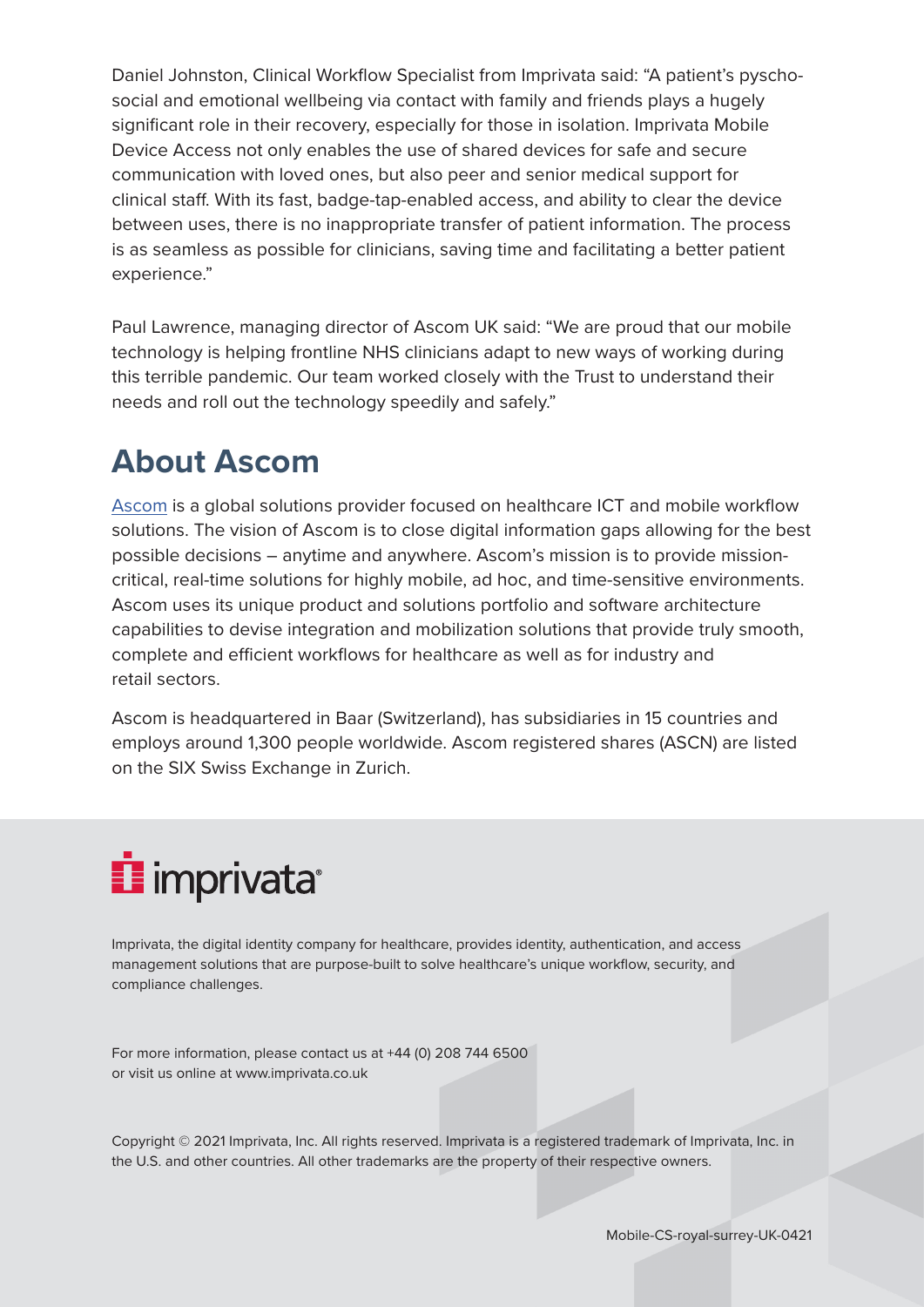Daniel Johnston, Clinical Workflow Specialist from Imprivata said: "A patient's pyscho-social and emotional wellbeing via contact with family and friends plays a hugely significant role in their recovery, especially for those in isolation. Imprivata Mobile Device Access not only enables the use of shared devices for safe and secure communication with loved ones, but also peer and senior medical support for clinical staff. With its fast, badge-tap-enabled access, and ability to clear the device between uses, there is no inappropriate transfer of patient information. The process is as seamless as possible for clinicians, saving time and facilitating a better patient experience."

Paul Lawrence, managing director of Ascom UK said: "We are proud that our mobile technology is helping frontline NHS clinicians adapt to new ways of working during this terrible pandemic. Our team worked closely with the Trust to understand their needs and roll out the technology speedily and safely."

## About Ascom

Ascom is a global solutions provider focused on healthcare ICT and mobile workflow solutions. The vision of Ascom is to close digital information gaps allowing for the best possible decisions – anytime and anywhere. Ascom's mission is to provide mission-critical, real-time solutions for highly mobile, ad hoc, and time-sensitive environments. Ascom uses its unique product and solutions portfolio and software architecture capabilities to devise integration and mobilization solutions that provide truly smooth, complete and efficient workflows for healthcare as well as for industry and retail sectors.

Ascom is headquartered in Baar (Switzerland), has subsidiaries in 15 countries and employs around 1,300 people worldwide. Ascom registered shares (ASCN) are listed on the SIX Swiss Exchange in Zurich.

imprivata®

Imprivata, the digital identity company for healthcare, provides identity, authentication, and access management solutions that are purpose-built to solve healthcare's unique workflow, security, and compliance challenges.

For more information, please contact us at +44 (0) 208 744 6500 or visit us online at www.imprivata.co.uk

Copyright © 2021 Imprivata, Inc. All rights reserved. Imprivata is a registered trademark of Imprivata, Inc. in the U.S. and other countries. All other trademarks are the property of their respective owners.

Mobile-CS-royal-surrey-UK-0421